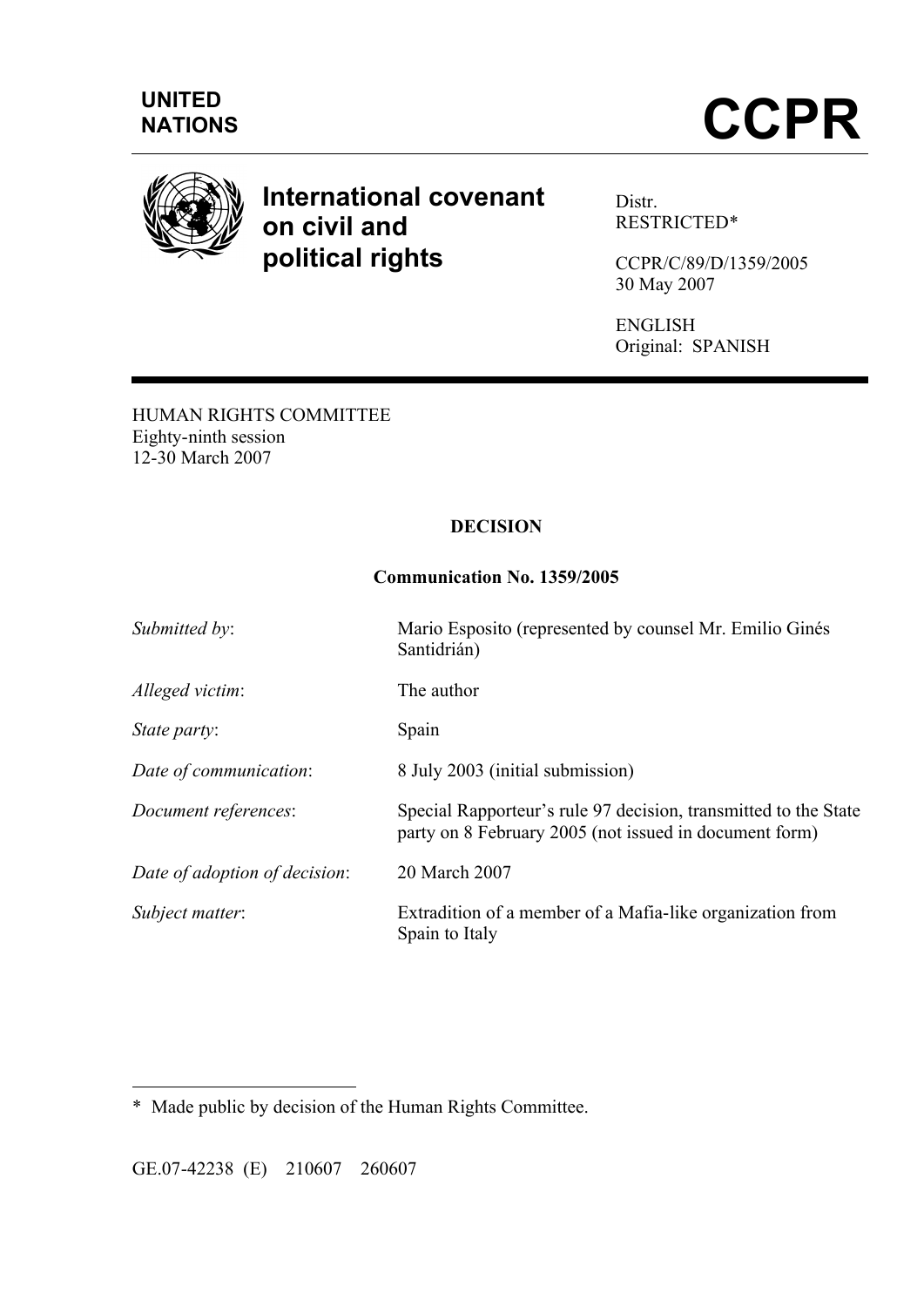UNITED NATIONS

# CCPR

**International covenant on civil and political rights**

Distr.
RESTRICTED*

CCPR/C/89/D/1359/2005
30 May 2007

ENGLISH
Original: SPANISH

HUMAN RIGHTS COMMITTEE
Eighty-ninth session
12-30 March 2007

**DECISION**

**Communication No. 1359/2005**

| | |
|---|---|
| *Submitted by*: | Mario Esposito (represented by counsel Mr. Emilio Ginés Santidrián) |
| *Alleged victim*: | The author |
| *State party*: | Spain |
| *Date of communication*: | 8 July 2003 (initial submission) |
| *Document references*: | Special Rapporteur's rule 97 decision, transmitted to the State party on 8 February 2005 (not issued in document form) |
| *Date of adoption of decision*: | 20 March 2007 |
| *Subject matter*: | Extradition of a member of a Mafia-like organization from Spain to Italy |

---

\* Made public by decision of the Human Rights Committee.

GE.07-42238 (E) 210607 260607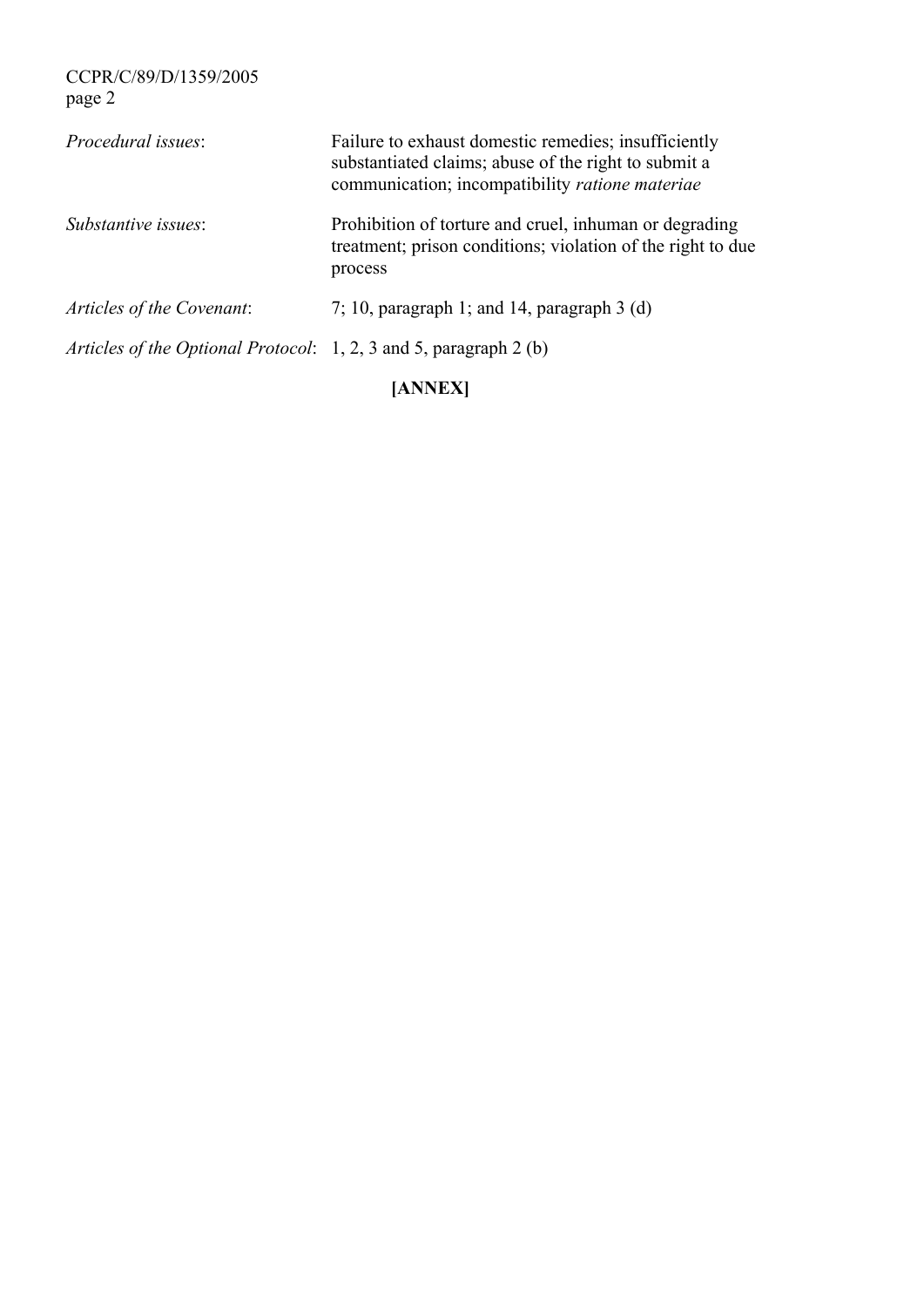*Procedural issues*: Failure to exhaust domestic remedies; insufficiently substantiated claims; abuse of the right to submit a communication; incompatibility *ratione materiae*

*Substantive issues*: Prohibition of torture and cruel, inhuman or degrading treatment; prison conditions; violation of the right to due process

*Articles of the Covenant*: 7; 10, paragraph 1; and 14, paragraph 3 (d)

*Articles of the Optional Protocol*: 1, 2, 3 and 5, paragraph 2 (b)

**[ANNEX]**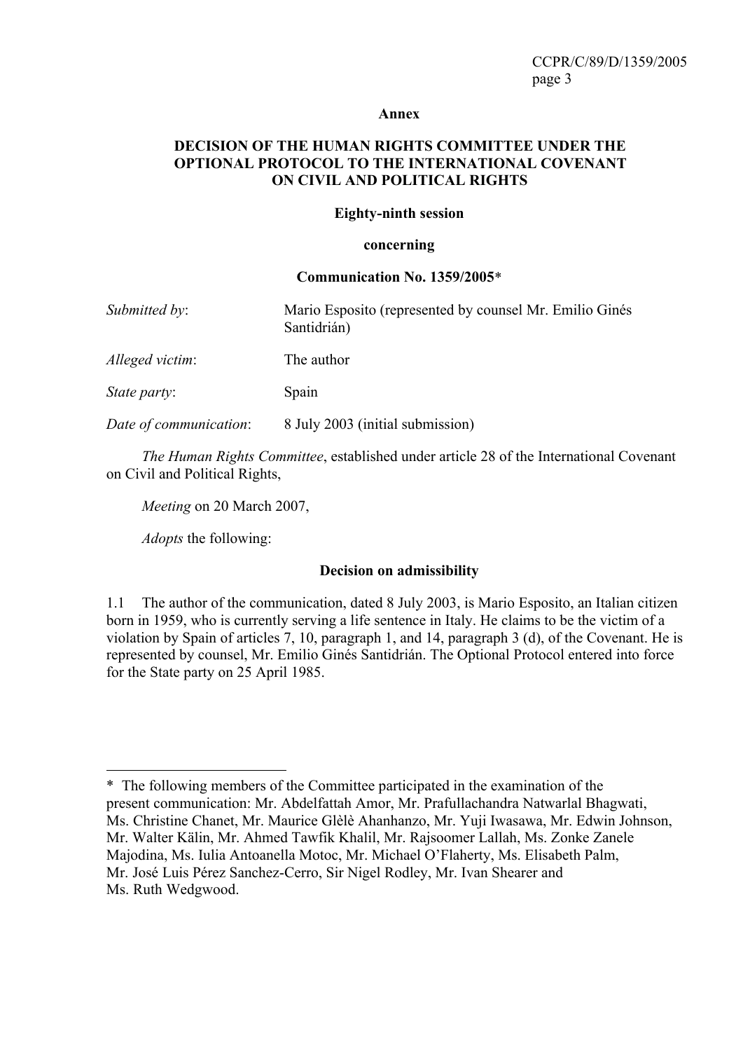**Annex**

**DECISION OF THE HUMAN RIGHTS COMMITTEE UNDER THE OPTIONAL PROTOCOL TO THE INTERNATIONAL COVENANT ON CIVIL AND POLITICAL RIGHTS**

**Eighty-ninth session**

**concerning**

**Communication No. 1359/2005***

| | |
|---|---|
| *Submitted by*: | Mario Esposito (represented by counsel Mr. Emilio Ginés Santidrián) |
| *Alleged victim*: | The author |
| *State party*: | Spain |
| *Date of communication*: | 8 July 2003 (initial submission) |

*The Human Rights Committee*, established under article 28 of the International Covenant on Civil and Political Rights,

*Meeting* on 20 March 2007,

*Adopts* the following:

**Decision on admissibility**

1.1 The author of the communication, dated 8 July 2003, is Mario Esposito, an Italian citizen born in 1959, who is currently serving a life sentence in Italy. He claims to be the victim of a violation by Spain of articles 7, 10, paragraph 1, and 14, paragraph 3 (d), of the Covenant. He is represented by counsel, Mr. Emilio Ginés Santidrián. The Optional Protocol entered into force for the State party on 25 April 1985.

---

* The following members of the Committee participated in the examination of the present communication: Mr. Abdelfattah Amor, Mr. Prafullachandra Natwarlal Bhagwati, Ms. Christine Chanet, Mr. Maurice Glèlè Ahanhanzo, Mr. Yuji Iwasawa, Mr. Edwin Johnson, Mr. Walter Kälin, Mr. Ahmed Tawfik Khalil, Mr. Rajsoomer Lallah, Ms. Zonke Zanele Majodina, Ms. Iulia Antoanella Motoc, Mr. Michael O'Flaherty, Ms. Elisabeth Palm, Mr. José Luis Pérez Sanchez-Cerro, Sir Nigel Rodley, Mr. Ivan Shearer and Ms. Ruth Wedgwood.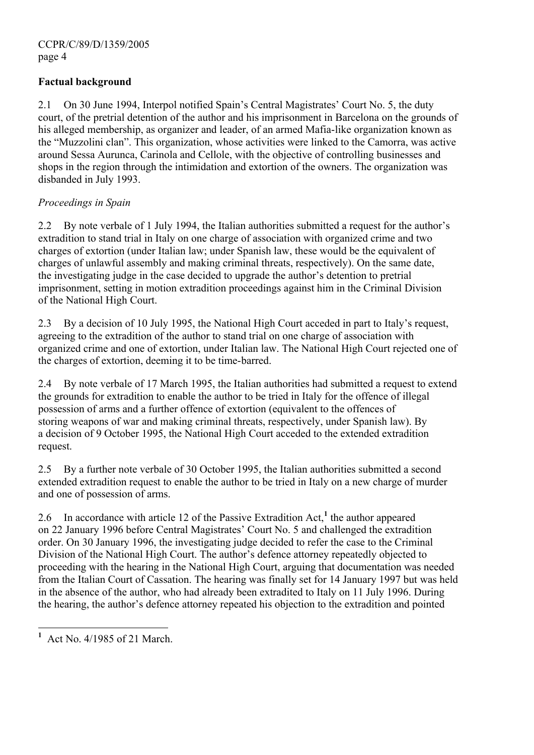## Factual background

2.1 On 30 June 1994, Interpol notified Spain's Central Magistrates' Court No. 5, the duty court, of the pretrial detention of the author and his imprisonment in Barcelona on the grounds of his alleged membership, as organizer and leader, of an armed Mafia-like organization known as the "Muzzolini clan". This organization, whose activities were linked to the Camorra, was active around Sessa Aurunca, Carinola and Cellole, with the objective of controlling businesses and shops in the region through the intimidation and extortion of the owners. The organization was disbanded in July 1993.

*Proceedings in Spain*

2.2 By note verbale of 1 July 1994, the Italian authorities submitted a request for the author's extradition to stand trial in Italy on one charge of association with organized crime and two charges of extortion (under Italian law; under Spanish law, these would be the equivalent of charges of unlawful assembly and making criminal threats, respectively). On the same date, the investigating judge in the case decided to upgrade the author's detention to pretrial imprisonment, setting in motion extradition proceedings against him in the Criminal Division of the National High Court.

2.3 By a decision of 10 July 1995, the National High Court acceded in part to Italy's request, agreeing to the extradition of the author to stand trial on one charge of association with organized crime and one of extortion, under Italian law. The National High Court rejected one of the charges of extortion, deeming it to be time-barred.

2.4 By note verbale of 17 March 1995, the Italian authorities had submitted a request to extend the grounds for extradition to enable the author to be tried in Italy for the offence of illegal possession of arms and a further offence of extortion (equivalent to the offences of storing weapons of war and making criminal threats, respectively, under Spanish law). By a decision of 9 October 1995, the National High Court acceded to the extended extradition request.

2.5 By a further note verbale of 30 October 1995, the Italian authorities submitted a second extended extradition request to enable the author to be tried in Italy on a new charge of murder and one of possession of arms.

2.6 In accordance with article 12 of the Passive Extradition Act,[1] the author appeared on 22 January 1996 before Central Magistrates' Court No. 5 and challenged the extradition order. On 30 January 1996, the investigating judge decided to refer the case to the Criminal Division of the National High Court. The author's defence attorney repeatedly objected to proceeding with the hearing in the National High Court, arguing that documentation was needed from the Italian Court of Cassation. The hearing was finally set for 14 January 1997 but was held in the absence of the author, who had already been extradited to Italy on 11 July 1996. During the hearing, the author's defence attorney repeated his objection to the extradition and pointed

---

[1] Act No. 4/1985 of 21 March.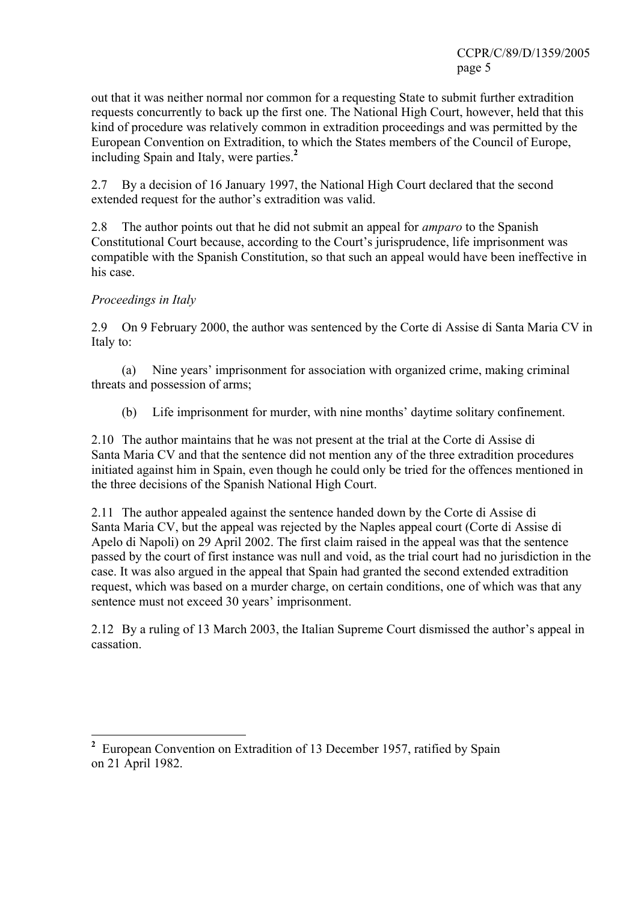out that it was neither normal nor common for a requesting State to submit further extradition requests concurrently to back up the first one. The National High Court, however, held that this kind of procedure was relatively common in extradition proceedings and was permitted by the European Convention on Extradition, to which the States members of the Council of Europe, including Spain and Italy, were parties.[2]

2.7 By a decision of 16 January 1997, the National High Court declared that the second extended request for the author's extradition was valid.

2.8 The author points out that he did not submit an appeal for *amparo* to the Spanish Constitutional Court because, according to the Court's jurisprudence, life imprisonment was compatible with the Spanish Constitution, so that such an appeal would have been ineffective in his case.

*Proceedings in Italy*

2.9 On 9 February 2000, the author was sentenced by the Corte di Assise di Santa Maria CV in Italy to:

(a) Nine years' imprisonment for association with organized crime, making criminal threats and possession of arms;

(b) Life imprisonment for murder, with nine months' daytime solitary confinement.

2.10 The author maintains that he was not present at the trial at the Corte di Assise di Santa Maria CV and that the sentence did not mention any of the three extradition procedures initiated against him in Spain, even though he could only be tried for the offences mentioned in the three decisions of the Spanish National High Court.

2.11 The author appealed against the sentence handed down by the Corte di Assise di Santa Maria CV, but the appeal was rejected by the Naples appeal court (Corte di Assise di Apelo di Napoli) on 29 April 2002. The first claim raised in the appeal was that the sentence passed by the court of first instance was null and void, as the trial court had no jurisdiction in the case. It was also argued in the appeal that Spain had granted the second extended extradition request, which was based on a murder charge, on certain conditions, one of which was that any sentence must not exceed 30 years' imprisonment.

2.12 By a ruling of 13 March 2003, the Italian Supreme Court dismissed the author's appeal in cassation.

---

[2] European Convention on Extradition of 13 December 1957, ratified by Spain on 21 April 1982.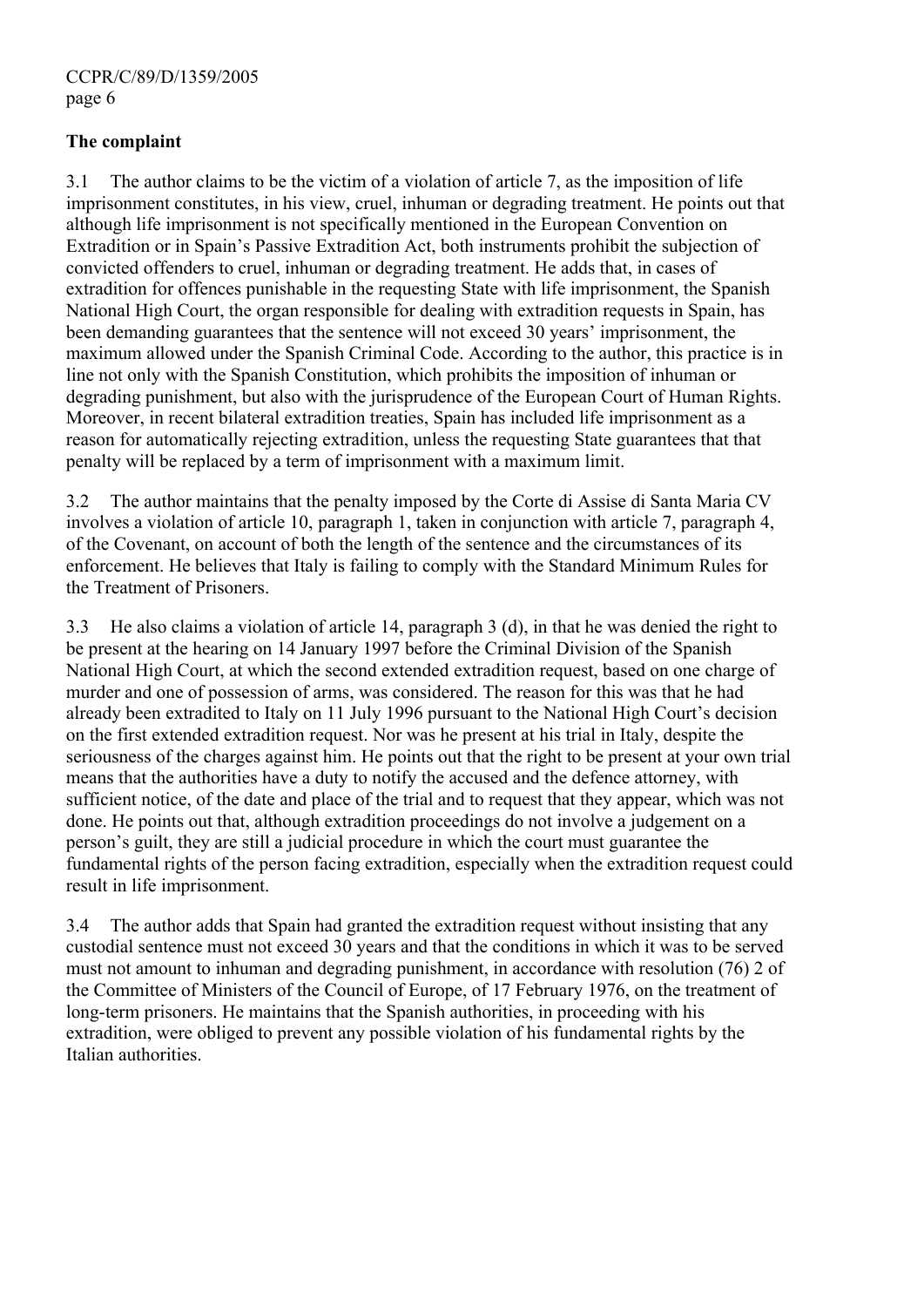**The complaint**

3.1 The author claims to be the victim of a violation of article 7, as the imposition of life imprisonment constitutes, in his view, cruel, inhuman or degrading treatment. He points out that although life imprisonment is not specifically mentioned in the European Convention on Extradition or in Spain's Passive Extradition Act, both instruments prohibit the subjection of convicted offenders to cruel, inhuman or degrading treatment. He adds that, in cases of extradition for offences punishable in the requesting State with life imprisonment, the Spanish National High Court, the organ responsible for dealing with extradition requests in Spain, has been demanding guarantees that the sentence will not exceed 30 years' imprisonment, the maximum allowed under the Spanish Criminal Code. According to the author, this practice is in line not only with the Spanish Constitution, which prohibits the imposition of inhuman or degrading punishment, but also with the jurisprudence of the European Court of Human Rights. Moreover, in recent bilateral extradition treaties, Spain has included life imprisonment as a reason for automatically rejecting extradition, unless the requesting State guarantees that that penalty will be replaced by a term of imprisonment with a maximum limit.

3.2 The author maintains that the penalty imposed by the Corte di Assise di Santa Maria CV involves a violation of article 10, paragraph 1, taken in conjunction with article 7, paragraph 4, of the Covenant, on account of both the length of the sentence and the circumstances of its enforcement. He believes that Italy is failing to comply with the Standard Minimum Rules for the Treatment of Prisoners.

3.3 He also claims a violation of article 14, paragraph 3 (d), in that he was denied the right to be present at the hearing on 14 January 1997 before the Criminal Division of the Spanish National High Court, at which the second extended extradition request, based on one charge of murder and one of possession of arms, was considered. The reason for this was that he had already been extradited to Italy on 11 July 1996 pursuant to the National High Court's decision on the first extended extradition request. Nor was he present at his trial in Italy, despite the seriousness of the charges against him. He points out that the right to be present at your own trial means that the authorities have a duty to notify the accused and the defence attorney, with sufficient notice, of the date and place of the trial and to request that they appear, which was not done. He points out that, although extradition proceedings do not involve a judgement on a person's guilt, they are still a judicial procedure in which the court must guarantee the fundamental rights of the person facing extradition, especially when the extradition request could result in life imprisonment.

3.4 The author adds that Spain had granted the extradition request without insisting that any custodial sentence must not exceed 30 years and that the conditions in which it was to be served must not amount to inhuman and degrading punishment, in accordance with resolution (76) 2 of the Committee of Ministers of the Council of Europe, of 17 February 1976, on the treatment of long-term prisoners. He maintains that the Spanish authorities, in proceeding with his extradition, were obliged to prevent any possible violation of his fundamental rights by the Italian authorities.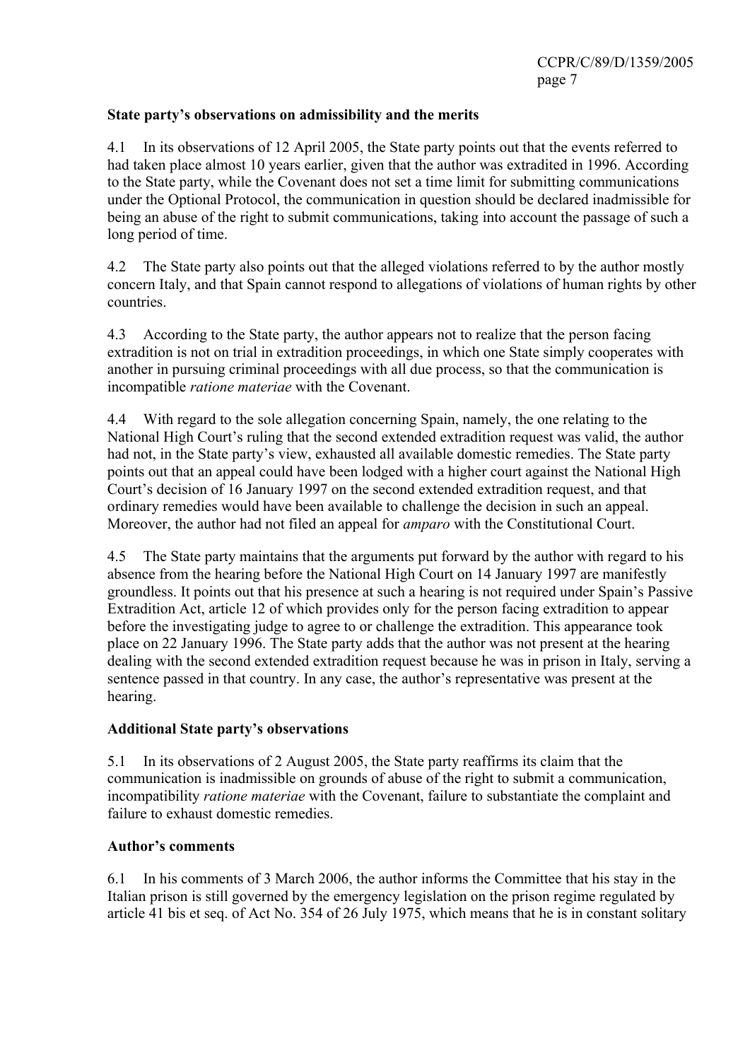**State party's observations on admissibility and the merits**

4.1 In its observations of 12 April 2005, the State party points out that the events referred to had taken place almost 10 years earlier, given that the author was extradited in 1996. According to the State party, while the Covenant does not set a time limit for submitting communications under the Optional Protocol, the communication in question should be declared inadmissible for being an abuse of the right to submit communications, taking into account the passage of such a long period of time.

4.2 The State party also points out that the alleged violations referred to by the author mostly concern Italy, and that Spain cannot respond to allegations of violations of human rights by other countries.

4.3 According to the State party, the author appears not to realize that the person facing extradition is not on trial in extradition proceedings, in which one State simply cooperates with another in pursuing criminal proceedings with all due process, so that the communication is incompatible *ratione materiae* with the Covenant.

4.4 With regard to the sole allegation concerning Spain, namely, the one relating to the National High Court's ruling that the second extended extradition request was valid, the author had not, in the State party's view, exhausted all available domestic remedies. The State party points out that an appeal could have been lodged with a higher court against the National High Court's decision of 16 January 1997 on the second extended extradition request, and that ordinary remedies would have been available to challenge the decision in such an appeal. Moreover, the author had not filed an appeal for *amparo* with the Constitutional Court.

4.5 The State party maintains that the arguments put forward by the author with regard to his absence from the hearing before the National High Court on 14 January 1997 are manifestly groundless. It points out that his presence at such a hearing is not required under Spain's Passive Extradition Act, article 12 of which provides only for the person facing extradition to appear before the investigating judge to agree to or challenge the extradition. This appearance took place on 22 January 1996. The State party adds that the author was not present at the hearing dealing with the second extended extradition request because he was in prison in Italy, serving a sentence passed in that country. In any case, the author's representative was present at the hearing.

**Additional State party's observations**

5.1 In its observations of 2 August 2005, the State party reaffirms its claim that the communication is inadmissible on grounds of abuse of the right to submit a communication, incompatibility *ratione materiae* with the Covenant, failure to substantiate the complaint and failure to exhaust domestic remedies.

**Author's comments**

6.1 In his comments of 3 March 2006, the author informs the Committee that his stay in the Italian prison is still governed by the emergency legislation on the prison regime regulated by article 41 bis et seq. of Act No. 354 of 26 July 1975, which means that he is in constant solitary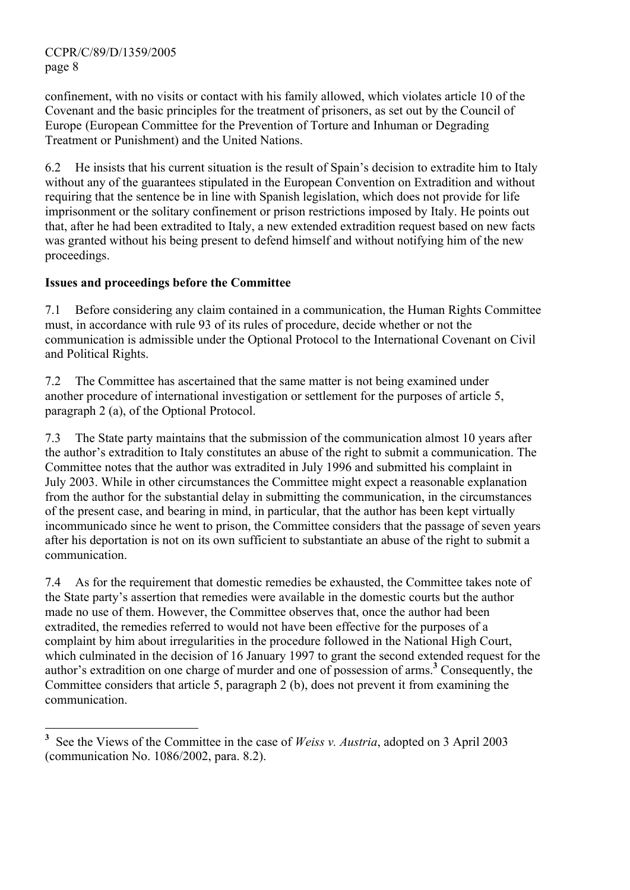confinement, with no visits or contact with his family allowed, which violates article 10 of the Covenant and the basic principles for the treatment of prisoners, as set out by the Council of Europe (European Committee for the Prevention of Torture and Inhuman or Degrading Treatment or Punishment) and the United Nations.

6.2 He insists that his current situation is the result of Spain's decision to extradite him to Italy without any of the guarantees stipulated in the European Convention on Extradition and without requiring that the sentence be in line with Spanish legislation, which does not provide for life imprisonment or the solitary confinement or prison restrictions imposed by Italy. He points out that, after he had been extradited to Italy, a new extended extradition request based on new facts was granted without his being present to defend himself and without notifying him of the new proceedings.

**Issues and proceedings before the Committee**

7.1 Before considering any claim contained in a communication, the Human Rights Committee must, in accordance with rule 93 of its rules of procedure, decide whether or not the communication is admissible under the Optional Protocol to the International Covenant on Civil and Political Rights.

7.2 The Committee has ascertained that the same matter is not being examined under another procedure of international investigation or settlement for the purposes of article 5, paragraph 2 (a), of the Optional Protocol.

7.3 The State party maintains that the submission of the communication almost 10 years after the author's extradition to Italy constitutes an abuse of the right to submit a communication. The Committee notes that the author was extradited in July 1996 and submitted his complaint in July 2003. While in other circumstances the Committee might expect a reasonable explanation from the author for the substantial delay in submitting the communication, in the circumstances of the present case, and bearing in mind, in particular, that the author has been kept virtually incommunicado since he went to prison, the Committee considers that the passage of seven years after his deportation is not on its own sufficient to substantiate an abuse of the right to submit a communication.

7.4 As for the requirement that domestic remedies be exhausted, the Committee takes note of the State party's assertion that remedies were available in the domestic courts but the author made no use of them. However, the Committee observes that, once the author had been extradited, the remedies referred to would not have been effective for the purposes of a complaint by him about irregularities in the procedure followed in the National High Court, which culminated in the decision of 16 January 1997 to grant the second extended request for the author's extradition on one charge of murder and one of possession of arms.[3] Consequently, the Committee considers that article 5, paragraph 2 (b), does not prevent it from examining the communication.

---

[3] See the Views of the Committee in the case of *Weiss v. Austria*, adopted on 3 April 2003 (communication No. 1086/2002, para. 8.2).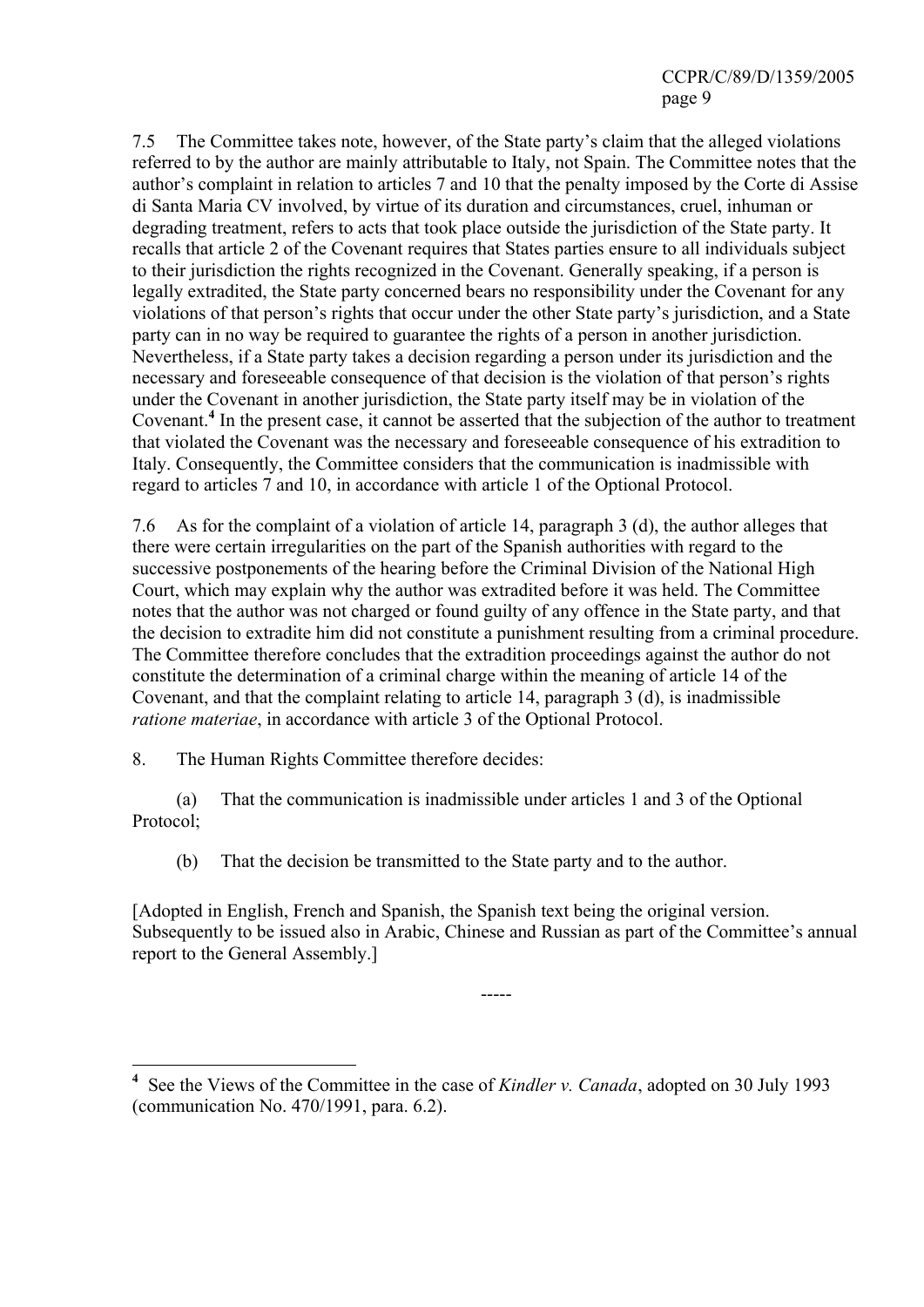7.5 The Committee takes note, however, of the State party's claim that the alleged violations referred to by the author are mainly attributable to Italy, not Spain. The Committee notes that the author's complaint in relation to articles 7 and 10 that the penalty imposed by the Corte di Assise di Santa Maria CV involved, by virtue of its duration and circumstances, cruel, inhuman or degrading treatment, refers to acts that took place outside the jurisdiction of the State party. It recalls that article 2 of the Covenant requires that States parties ensure to all individuals subject to their jurisdiction the rights recognized in the Covenant. Generally speaking, if a person is legally extradited, the State party concerned bears no responsibility under the Covenant for any violations of that person's rights that occur under the other State party's jurisdiction, and a State party can in no way be required to guarantee the rights of a person in another jurisdiction. Nevertheless, if a State party takes a decision regarding a person under its jurisdiction and the necessary and foreseeable consequence of that decision is the violation of that person's rights under the Covenant in another jurisdiction, the State party itself may be in violation of the Covenant.[4] In the present case, it cannot be asserted that the subjection of the author to treatment that violated the Covenant was the necessary and foreseeable consequence of his extradition to Italy. Consequently, the Committee considers that the communication is inadmissible with regard to articles 7 and 10, in accordance with article 1 of the Optional Protocol.

7.6 As for the complaint of a violation of article 14, paragraph 3 (d), the author alleges that there were certain irregularities on the part of the Spanish authorities with regard to the successive postponements of the hearing before the Criminal Division of the National High Court, which may explain why the author was extradited before it was held. The Committee notes that the author was not charged or found guilty of any offence in the State party, and that the decision to extradite him did not constitute a punishment resulting from a criminal procedure. The Committee therefore concludes that the extradition proceedings against the author do not constitute the determination of a criminal charge within the meaning of article 14 of the Covenant, and that the complaint relating to article 14, paragraph 3 (d), is inadmissible *ratione materiae*, in accordance with article 3 of the Optional Protocol.

8. The Human Rights Committee therefore decides:

(a) That the communication is inadmissible under articles 1 and 3 of the Optional Protocol;

(b) That the decision be transmitted to the State party and to the author.

[Adopted in English, French and Spanish, the Spanish text being the original version. Subsequently to be issued also in Arabic, Chinese and Russian as part of the Committee's annual report to the General Assembly.]

-----

[4] See the Views of the Committee in the case of *Kindler v. Canada*, adopted on 30 July 1993 (communication No. 470/1991, para. 6.2).